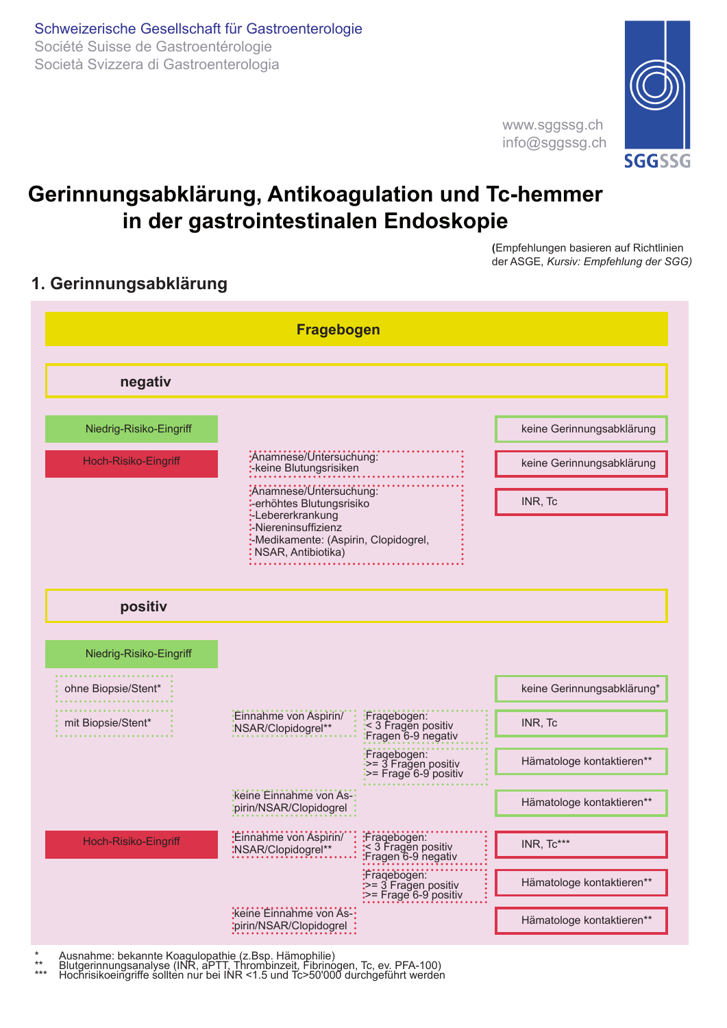Schweizerische Gesellschaft für Gastroenterologie
Société Suisse de Gastroentérologie
Società Svizzera di Gastroenterologia

www.sggssg.ch
info@sggssg.ch

SGGSSG

# Gerinnungsabklärung, Antikoagulation und Tc-hemmer in der gastrointestinalen Endoskopie

(Empfehlungen basieren auf Richtlinien der ASGE, *Kursiv: Empfehlung der SGG)*

## 1. Gerinnungsabklärung

**Fragebogen**

**negativ**

| Eingriff | Anamnese/Untersuchung | | Vorgehen |
|---|---|---|---|
| Niedrig-Risiko-Eingriff | | | keine Gerinnungsabklärung |
| Hoch-Risiko-Eingriff | Anamnese/Untersuchung: -keine Blutungsrisiken | | keine Gerinnungsabklärung |
| | Anamnese/Untersuchung: -erhöhtes Blutungsrisiko -Lebererkrankung -Niereninsuffizienz -Medikamente: (Aspirin, Clopidogrel, NSAR, Antibiotika) | | INR, Tc |

**positiv**

| Eingriff | | Medikamente | Fragebogen | Vorgehen |
|---|---|---|---|---|
| Niedrig-Risiko-Eingriff | ohne Biopsie/Stent* | | | keine Gerinnungsabklärung* |
| | mit Biopsie/Stent* | Einnahme von Aspirin/ NSAR/Clopidogrel** | Fragebogen: < 3 Fragen positiv Fragen 6-9 negativ | INR, Tc |
| | | | Fragebogen: >= 3 Fragen positiv >= Frage 6-9 positiv | Hämatologe kontaktieren** |
| | | keine Einnahme von Aspirin/NSAR/Clopidogrel | | Hämatologe kontaktieren** |
| Hoch-Risiko-Eingriff | | Einnahme von Aspirin/ NSAR/Clopidogrel** | Fragebogen: < 3 Fragen positiv Fragen 6-9 negativ | INR, Tc*** |
| | | | Fragebogen: >= 3 Fragen positiv >= Frage 6-9 positiv | Hämatologe kontaktieren** |
| | | keine Einnahme von Aspirin/NSAR/Clopidogrel | | Hämatologe kontaktieren** |

\* Ausnahme: bekannte Koagulopathie (z.Bsp. Hämophilie)
** Blutgerinnungsanalyse (INR, aPTT, Thrombinzeit, Fibrinogen, Tc, ev. PFA-100)
*** Hochrisikoeingriffe sollten nur bei INR <1.5 und Tc>50'000 durchgeführt werden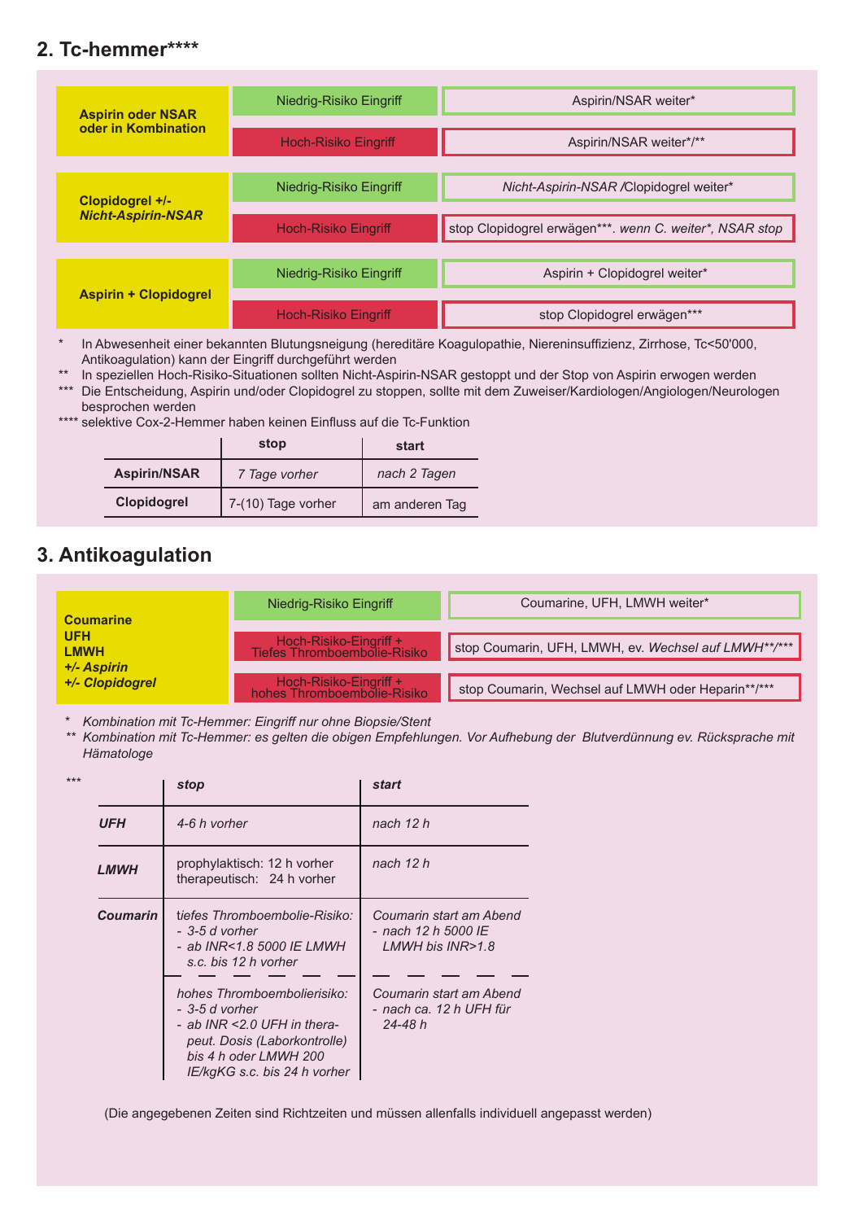## 2. Tc-hemmer****

| | | |
|---|---|---|
| **Aspirin oder NSAR oder in Kombination** | Niedrig-Risiko Eingriff | Aspirin/NSAR weiter* |
| | Hoch-Risiko Eingriff | Aspirin/NSAR weiter*/** |
| **Clopidogrel +/- *Nicht-Aspirin-NSAR*** | Niedrig-Risiko Eingriff | *Nicht-Aspirin-NSAR* /Clopidogrel weiter* |
| | Hoch-Risiko Eingriff | stop Clopidogrel erwägen***. *wenn C. weiter*, NSAR stop* |
| **Aspirin + Clopidogrel** | Niedrig-Risiko Eingriff | Aspirin + Clopidogrel weiter* |
| | Hoch-Risiko Eingriff | stop Clopidogrel erwägen*** |

*    In Abwesenheit einer bekannten Blutungsneigung (hereditäre Koagulopathie, Niereninsuffizienz, Zirrhose, Tc<50'000, Antikoagulation) kann der Eingriff durchgeführt werden
**   In speziellen Hoch-Risiko-Situationen sollten Nicht-Aspirin-NSAR gestoppt und der Stop von Aspirin erwogen werden
***  Die Entscheidung, Aspirin und/oder Clopidogrel zu stoppen, sollte mit dem Zuweiser/Kardiologen/Angiologen/Neurologen besprochen werden
**** selektive Cox-2-Hemmer haben keinen Einfluss auf die Tc-Funktion

| | stop | start |
|---|---|---|
| **Aspirin/NSAR** | *7 Tage vorher* | *nach 2 Tagen* |
| **Clopidogrel** | 7-(10) Tage vorher | am anderen Tag |

## 3. Antikoagulation

| | | |
|---|---|---|
| **Coumarine UFH LMWH *+/- Aspirin* *+/- Clopidogrel*** | Niedrig-Risiko Eingriff | Coumarine, UFH, LMWH weiter* |
| | Hoch-Risiko-Eingriff + Tiefes Thromboembolie-Risiko | stop Coumarin, UFH, LMWH, ev. *Wechsel auf LMWH**/**** |
| | Hoch-Risiko-Eingriff + hohes Thromboembolie-Risiko | stop Coumarin, Wechsel auf LMWH oder Heparin**/*** |

*  *Kombination mit Tc-Hemmer: Eingriff nur ohne Biopsie/Stent*
** *Kombination mit Tc-Hemmer: es gelten die obigen Empfehlungen. Vor Aufhebung der Blutverdünnung ev. Rücksprache mit Hämatologe*

***

| | *stop* | *start* |
|---|---|---|
| ***UFH*** | *4-6 h vorher* | *nach 12 h* |
| ***LMWH*** | prophylaktisch: 12 h vorher<br>therapeutisch: 24 h vorher | *nach 12 h* |
| ***Coumarin*** | tiefes Thromboembolie-Risiko:<br>*- 3-5 d vorher*<br>*- ab INR<1.8 5000 IE LMWH s.c. bis 12 h vorher* | *Coumarin start am Abend*<br>*- nach 12 h 5000 IE LMWH bis INR>1.8* |
| | *hohes Thromboembolierisiko:*<br>*- 3-5 d vorher*<br>*- ab INR <2.0 UFH in thera-peut. Dosis (Laborkontrolle) bis 4 h oder LMWH 200 IE/kgKG s.c. bis 24 h vorher* | *Coumarin start am Abend*<br>*- nach ca. 12 h UFH für 24-48 h* |

(Die angegebenen Zeiten sind Richtzeiten und müssen allenfalls individuell angepasst werden)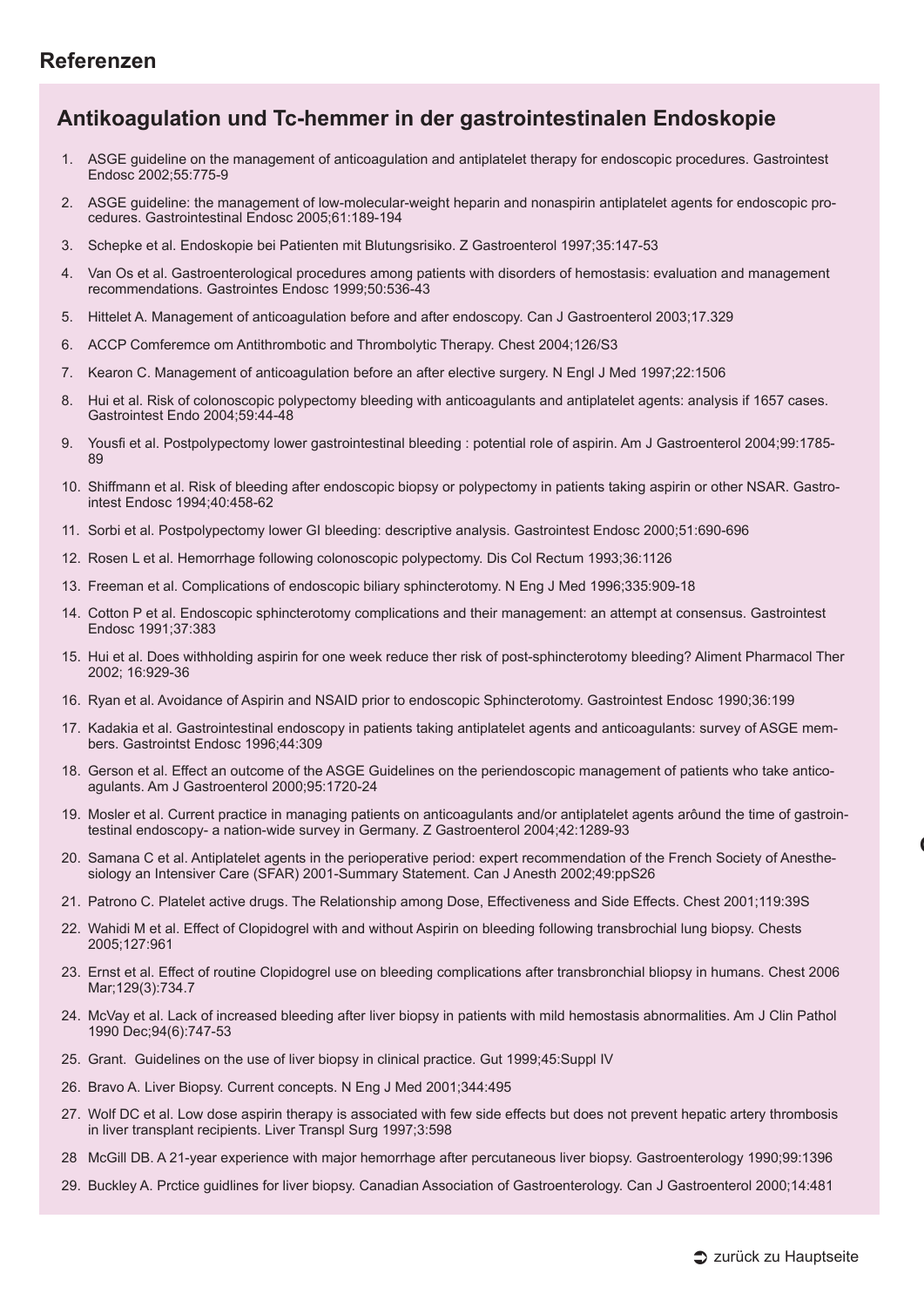## Referenzen

### Antikoagulation und Tc-hemmer in der gastrointestinalen Endoskopie

1. ASGE guideline on the management of anticoagulation and antiplatelet therapy for endoscopic procedures. Gastrointest Endosc 2002;55:775-9
2. ASGE guideline: the management of low-molecular-weight heparin and nonaspirin antiplatelet agents for endoscopic procedures. Gastrointestinal Endosc 2005;61:189-194
3. Schepke et al. Endoskopie bei Patienten mit Blutungsrisiko. Z Gastroenterol 1997;35:147-53
4. Van Os et al. Gastroenterological procedures among patients with disorders of hemostasis: evaluation and management recommendations. Gastrointes Endosc 1999;50:536-43
5. Hittelet A. Management of anticoagulation before and after endoscopy. Can J Gastroenterol 2003;17.329
6. ACCP Comferemce om Antithrombotic and Thrombolytic Therapy. Chest 2004;126/S3
7. Kearon C. Management of anticoagulation before an after elective surgery. N Engl J Med 1997;22:1506
8. Hui et al. Risk of colonoscopic polypectomy bleeding with anticoagulants and antiplatelet agents: analysis if 1657 cases. Gastrointest Endo 2004;59:44-48
9. Yousfi et al. Postpolypectomy lower gastrointestinal bleeding : potential role of aspirin. Am J Gastroenterol 2004;99:1785-89
10. Shiffmann et al. Risk of bleeding after endoscopic biopsy or polypectomy in patients taking aspirin or other NSAR. Gastrointest Endosc 1994;40:458-62
11. Sorbi et al. Postpolypectomy lower GI bleeding: descriptive analysis. Gastrointest Endosc 2000;51:690-696
12. Rosen L et al. Hemorrhage following colonoscopic polypectomy. Dis Col Rectum 1993;36:1126
13. Freeman et al. Complications of endoscopic biliary sphincterotomy. N Eng J Med 1996;335:909-18
14. Cotton P et al. Endoscopic sphincterotomy complications and their management: an attempt at consensus. Gastrointest Endosc 1991;37:383
15. Hui et al. Does withholding aspirin for one week reduce ther risk of post-sphincterotomy bleeding? Aliment Pharmacol Ther 2002; 16:929-36
16. Ryan et al. Avoidance of Aspirin and NSAID prior to endoscopic Sphincterotomy. Gastrointest Endosc 1990;36:199
17. Kadakia et al. Gastrointestinal endoscopy in patients taking antiplatelet agents and anticoagulants: survey of ASGE members. Gastrointst Endosc 1996;44:309
18. Gerson et al. Effect an outcome of the ASGE Guidelines on the periendoscopic management of patients who take anticoagulants. Am J Gastroenterol 2000;95:1720-24
19. Mosler et al. Current practice in managing patients on anticoagulants and/or antiplatelet agents arôund the time of gastrointestinal endoscopy- a nation-wide survey in Germany. Z Gastroenterol 2004;42:1289-93
20. Samana C et al. Antiplatelet agents in the perioperative period: expert recommendation of the French Society of Anesthesiology an Intensiver Care (SFAR) 2001-Summary Statement. Can J Anesth 2002;49:ppS26
21. Patrono C. Platelet active drugs. The Relationship among Dose, Effectiveness and Side Effects. Chest 2001;119:39S
22. Wahidi M et al. Effect of Clopidogrel with and without Aspirin on bleeding following transbrochial lung biopsy. Chests 2005;127:961
23. Ernst et al. Effect of routine Clopidogrel use on bleeding complications after transbronchial bliopsy in humans. Chest 2006 Mar;129(3):734.7
24. McVay et al. Lack of increased bleeding after liver biopsy in patients with mild hemostasis abnormalities. Am J Clin Pathol 1990 Dec;94(6):747-53
25. Grant. Guidelines on the use of liver biopsy in clinical practice. Gut 1999;45:Suppl IV
26. Bravo A. Liver Biopsy. Current concepts. N Eng J Med 2001;344:495
27. Wolf DC et al. Low dose aspirin therapy is associated with few side effects but does not prevent hepatic artery thrombosis in liver transplant recipients. Liver Transpl Surg 1997;3:598
28. McGill DB. A 21-year experience with major hemorrhage after percutaneous liver biopsy. Gastroenterology 1990;99:1396
29. Buckley A. Prctice guidlines for liver biopsy. Canadian Association of Gastroenterology. Can J Gastroenterol 2000;14:481

zurück zu Hauptseite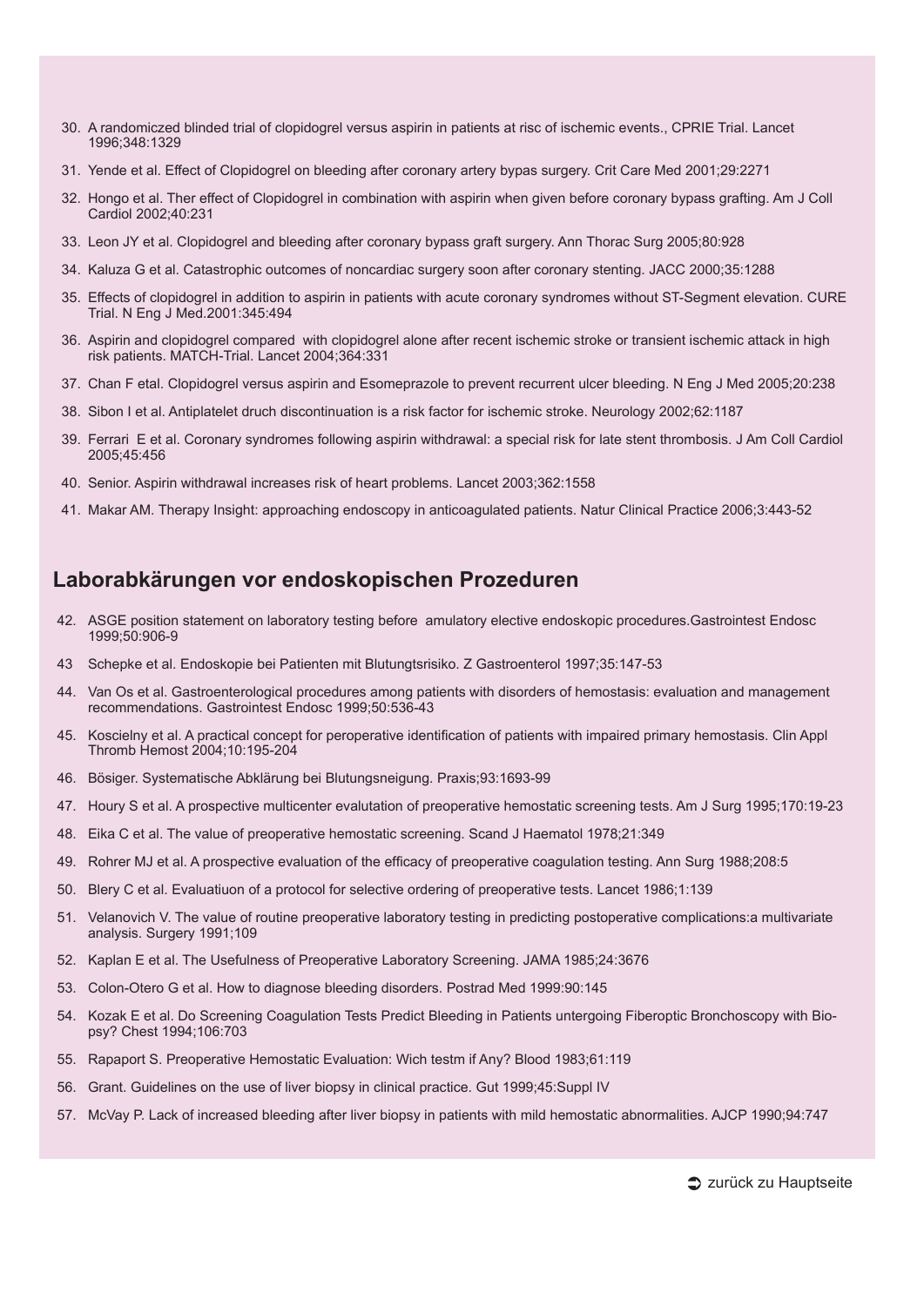30. A randomiczed blinded trial of clopidogrel versus aspirin in patients at risc of ischemic events., CPRIE Trial. Lancet 1996;348:1329
31. Yende et al. Effect of Clopidogrel on bleeding after coronary artery bypas surgery. Crit Care Med 2001;29:2271
32. Hongo et al. Ther effect of Clopidogrel in combination with aspirin when given before coronary bypass grafting. Am J Coll Cardiol 2002;40:231
33. Leon JY et al. Clopidogrel and bleeding after coronary bypass graft surgery. Ann Thorac Surg 2005;80:928
34. Kaluza G et al. Catastrophic outcomes of noncardiac surgery soon after coronary stenting. JACC 2000;35:1288
35. Effects of clopidogrel in addition to aspirin in patients with acute coronary syndromes without ST-Segment elevation. CURE Trial. N Eng J Med.2001:345:494
36. Aspirin and clopidogrel compared with clopidogrel alone after recent ischemic stroke or transient ischemic attack in high risk patients. MATCH-Trial. Lancet 2004;364:331
37. Chan F etal. Clopidogrel versus aspirin and Esomeprazole to prevent recurrent ulcer bleeding. N Eng J Med 2005;20:238
38. Sibon I et al. Antiplatelet druch discontinuation is a risk factor for ischemic stroke. Neurology 2002;62:1187
39. Ferrari E et al. Coronary syndromes following aspirin withdrawal: a special risk for late stent thrombosis. J Am Coll Cardiol 2005;45:456
40. Senior. Aspirin withdrawal increases risk of heart problems. Lancet 2003;362:1558
41. Makar AM. Therapy Insight: approaching endoscopy in anticoagulated patients. Natur Clinical Practice 2006;3:443-52

## Laborabkärungen vor endoskopischen Prozeduren

42. ASGE position statement on laboratory testing before amulatory elective endoskopic procedures.Gastrointest Endosc 1999;50:906-9
43. Schepke et al. Endoskopie bei Patienten mit Blutungtsrisiko. Z Gastroenterol 1997;35:147-53
44. Van Os et al. Gastroenterological procedures among patients with disorders of hemostasis: evaluation and management recommendations. Gastrointest Endosc 1999;50:536-43
45. Koscielny et al. A practical concept for peroperative identification of patients with impaired primary hemostasis. Clin Appl Thromb Hemost 2004;10:195-204
46. Bösiger. Systematische Abklärung bei Blutungsneigung. Praxis;93:1693-99
47. Houry S et al. A prospective multicenter evalutation of preoperative hemostatic screening tests. Am J Surg 1995;170:19-23
48. Eika C et al. The value of preoperative hemostatic screening. Scand J Haematol 1978;21:349
49. Rohrer MJ et al. A prospective evaluation of the efficacy of preoperative coagulation testing. Ann Surg 1988;208:5
50. Blery C et al. Evaluatiuon of a protocol for selective ordering of preoperative tests. Lancet 1986;1:139
51. Velanovich V. The value of routine preoperative laboratory testing in predicting postoperative complications:a multivariate analysis. Surgery 1991;109
52. Kaplan E et al. The Usefulness of Preoperative Laboratory Screening. JAMA 1985;24:3676
53. Colon-Otero G et al. How to diagnose bleeding disorders. Postrad Med 1999:90:145
54. Kozak E et al. Do Screening Coagulation Tests Predict Bleeding in Patients untergoing Fiberoptic Bronchoscopy with Biopsy? Chest 1994;106:703
55. Rapaport S. Preoperative Hemostatic Evaluation: Wich testm if Any? Blood 1983;61:119
56. Grant. Guidelines on the use of liver biopsy in clinical practice. Gut 1999;45:Suppl IV
57. McVay P. Lack of increased bleeding after liver biopsy in patients with mild hemostatic abnormalities. AJCP 1990;94:747

zurück zu Hauptseite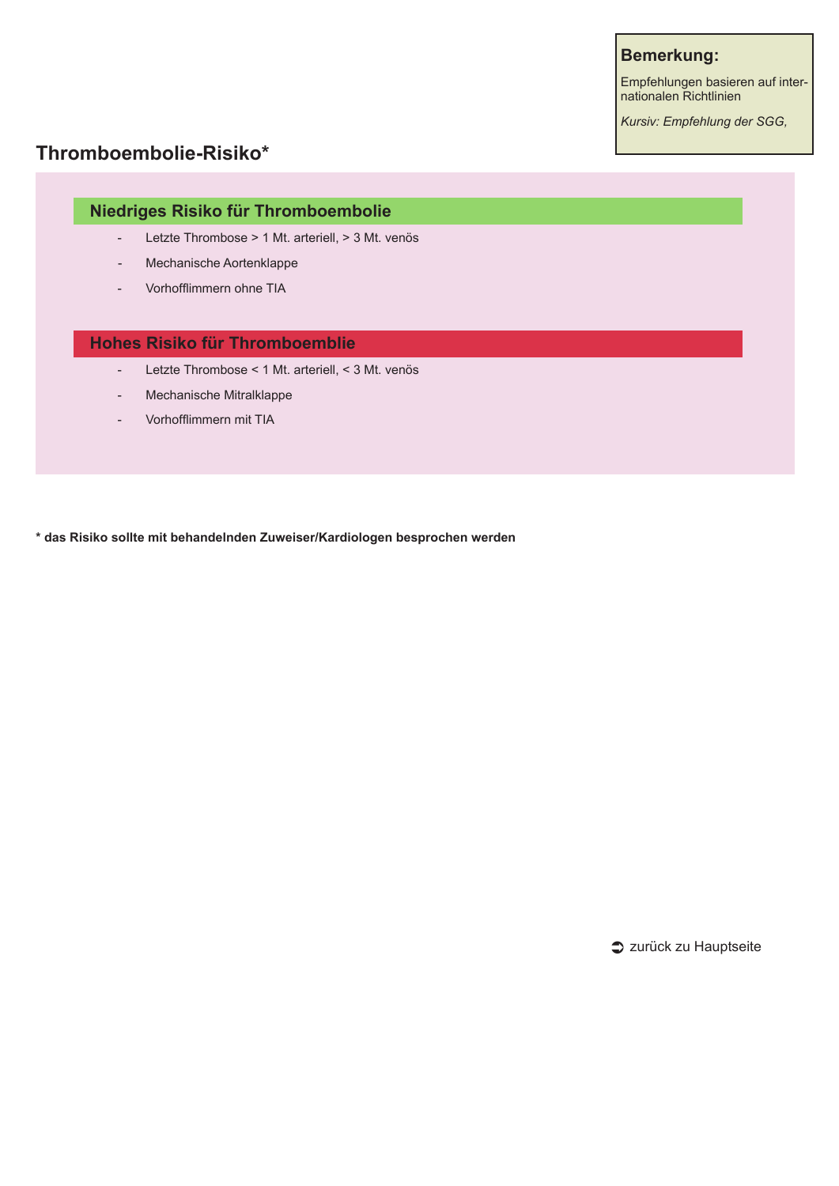**Bemerkung:**

Empfehlungen basieren auf internationalen Richtlinien

*Kursiv: Empfehlung der SGG,*

## Thromboembolie-Risiko*

### Niedriges Risiko für Thromboembolie

- Letzte Thrombose > 1 Mt. arteriell, > 3 Mt. venös
- Mechanische Aortenklappe
- Vorhofflimmern ohne TIA

### Hohes Risiko für Thromboemblie

- Letzte Thrombose < 1 Mt. arteriell, < 3 Mt. venös
- Mechanische Mitralklappe
- Vorhofflimmern mit TIA

**\* das Risiko sollte mit behandelnden Zuweiser/Kardiologen besprochen werden**

➲ zurück zu Hauptseite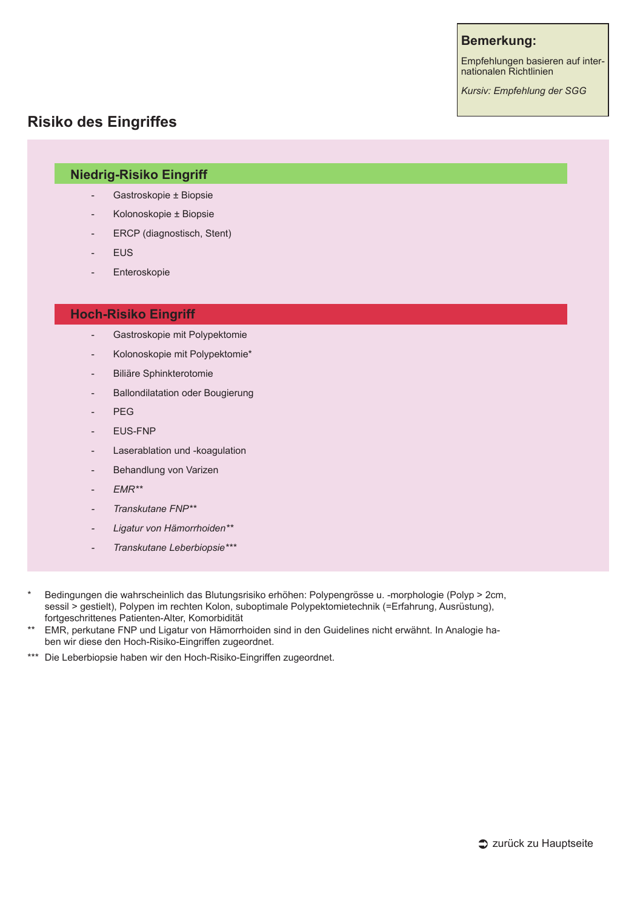**Bemerkung:**

Empfehlungen basieren auf internationalen Richtlinien

*Kursiv: Empfehlung der SGG*

## Risiko des Eingriffes

### Niedrig-Risiko Eingriff

- Gastroskopie ± Biopsie
- Kolonoskopie ± Biopsie
- ERCP (diagnostisch, Stent)
- EUS
- Enteroskopie

### Hoch-Risiko Eingriff

- Gastroskopie mit Polypektomie
- Kolonoskopie mit Polypektomie*
- Biliäre Sphinkterotomie
- Ballondilatation oder Bougierung
- PEG
- EUS-FNP
- Laserablation und -koagulation
- Behandlung von Varizen
- *EMR***
- *Transkutane FNP***
- *Ligatur von Hämorrhoiden***
- *Transkutane Leberbiopsie****

\* Bedingungen die wahrscheinlich das Blutungsrisiko erhöhen: Polypengrösse u. -morphologie (Polyp > 2cm, sessil > gestielt), Polypen im rechten Kolon, suboptimale Polypektomietechnik (=Erfahrung, Ausrüstung), fortgeschrittenes Patienten-Alter, Komorbidität

\** EMR, perkutane FNP und Ligatur von Hämorrhoiden sind in den Guidelines nicht erwähnt. In Analogie haben wir diese den Hoch-Risiko-Eingriffen zugeordnet.

\*** Die Leberbiopsie haben wir den Hoch-Risiko-Eingriffen zugeordnet.

➲ zurück zu Hauptseite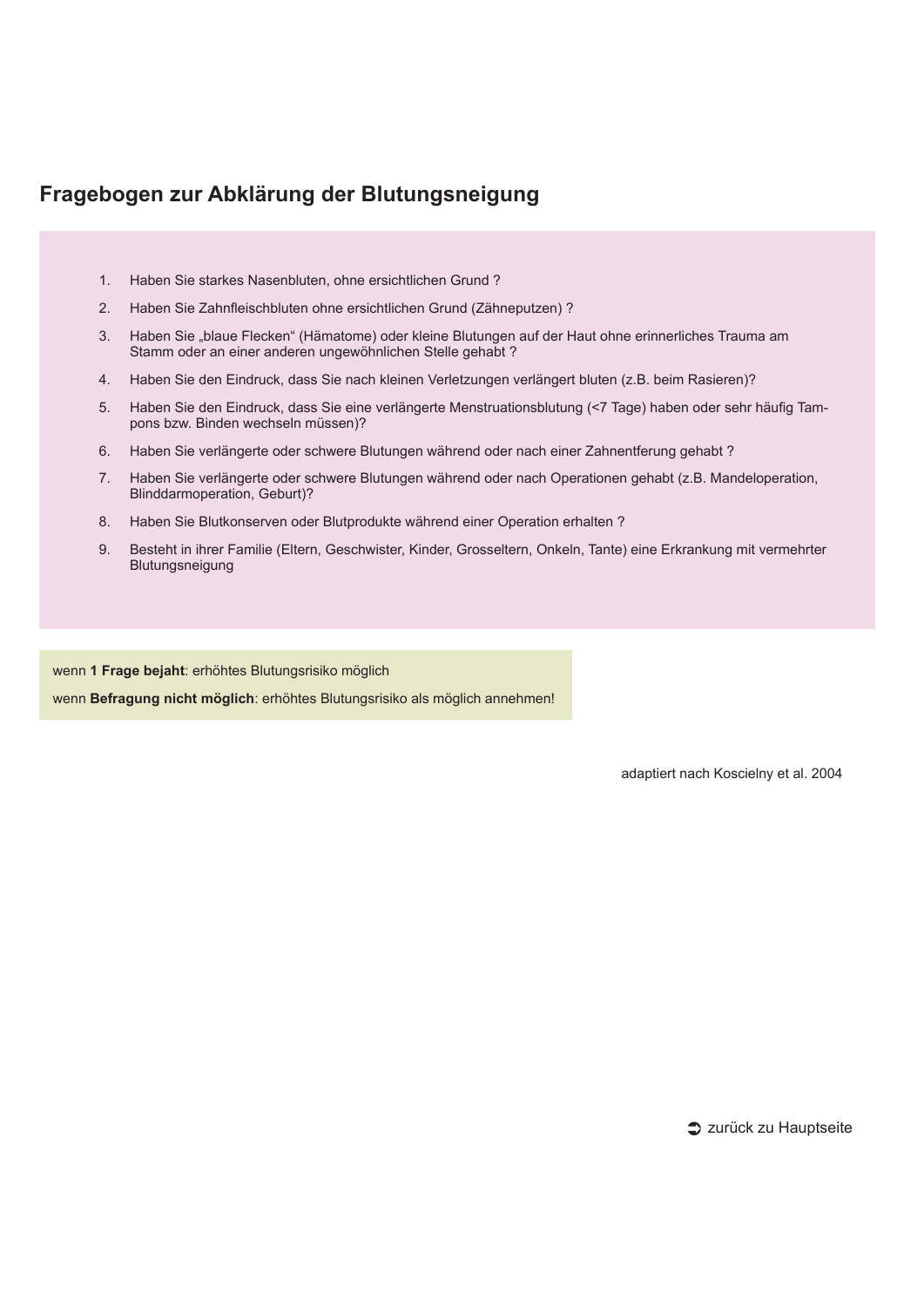# Fragebogen zur Abklärung der Blutungsneigung

1. Haben Sie starkes Nasenbluten, ohne ersichtlichen Grund ?
2. Haben Sie Zahnfleischbluten ohne ersichtlichen Grund (Zähneputzen) ?
3. Haben Sie „blaue Flecken" (Hämatome) oder kleine Blutungen auf der Haut ohne erinnerliches Trauma am Stamm oder an einer anderen ungewöhnlichen Stelle gehabt ?
4. Haben Sie den Eindruck, dass Sie nach kleinen Verletzungen verlängert bluten (z.B. beim Rasieren)?
5. Haben Sie den Eindruck, dass Sie eine verlängerte Menstruationsblutung (<7 Tage) haben oder sehr häufig Tampons bzw. Binden wechseln müssen)?
6. Haben Sie verlängerte oder schwere Blutungen während oder nach einer Zahnentferung gehabt ?
7. Haben Sie verlängerte oder schwere Blutungen während oder nach Operationen gehabt (z.B. Mandeloperation, Blinddarmoperation, Geburt)?
8. Haben Sie Blutkonserven oder Blutprodukte während einer Operation erhalten ?
9. Besteht in ihrer Familie (Eltern, Geschwister, Kinder, Grosseltern, Onkeln, Tante) eine Erkrankung mit vermehrter Blutungsneigung

wenn **1 Frage bejaht**: erhöhtes Blutungsrisiko möglich

wenn **Befragung nicht möglich**: erhöhtes Blutungsrisiko als möglich annehmen!

adaptiert nach Koscielny et al. 2004

➲ zurück zu Hauptseite